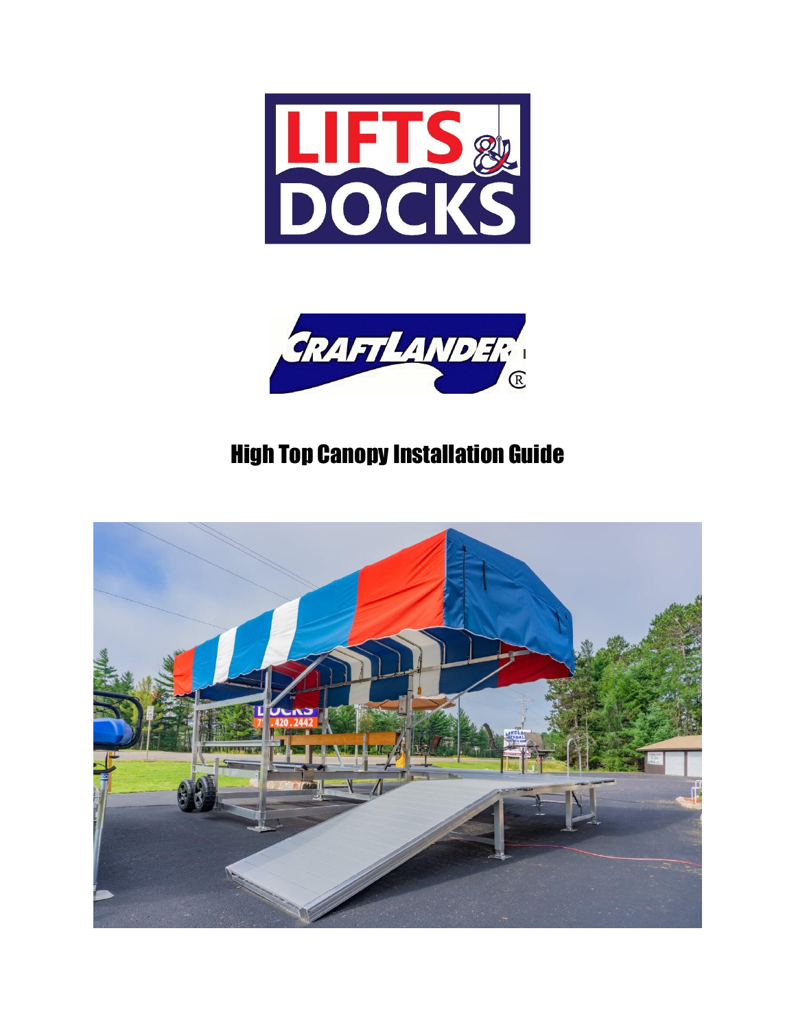# High Top Canopy Installation Guide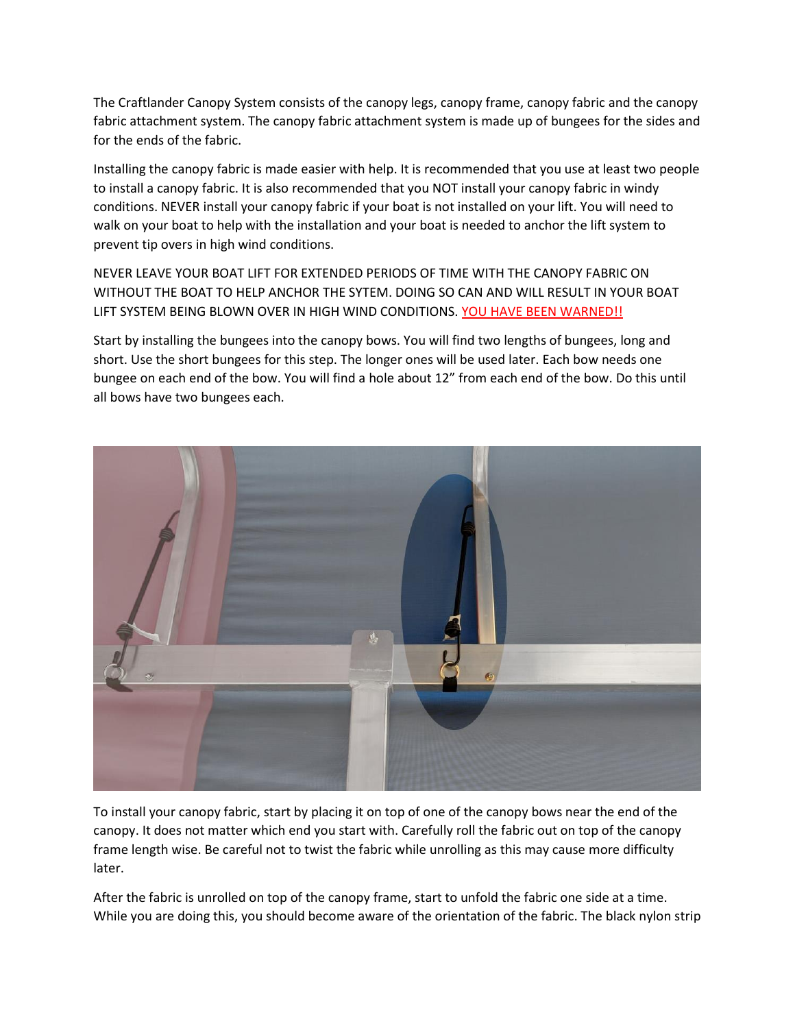The Craftlander Canopy System consists of the canopy legs, canopy frame, canopy fabric and the canopy fabric attachment system. The canopy fabric attachment system is made up of bungees for the sides and for the ends of the fabric.

Installing the canopy fabric is made easier with help. It is recommended that you use at least two people to install a canopy fabric. It is also recommended that you NOT install your canopy fabric in windy conditions. NEVER install your canopy fabric if your boat is not installed on your lift. You will need to walk on your boat to help with the installation and your boat is needed to anchor the lift system to prevent tip overs in high wind conditions.

NEVER LEAVE YOUR BOAT LIFT FOR EXTENDED PERIODS OF TIME WITH THE CANOPY FABRIC ON WITHOUT THE BOAT TO HELP ANCHOR THE SYTEM. DOING SO CAN AND WILL RESULT IN YOUR BOAT LIFT SYSTEM BEING BLOWN OVER IN HIGH WIND CONDITIONS. YOU HAVE BEEN WARNED!!

Start by installing the bungees into the canopy bows. You will find two lengths of bungees, long and short. Use the short bungees for this step. The longer ones will be used later. Each bow needs one bungee on each end of the bow. You will find a hole about 12" from each end of the bow. Do this until all bows have two bungees each.

To install your canopy fabric, start by placing it on top of one of the canopy bows near the end of the canopy. It does not matter which end you start with. Carefully roll the fabric out on top of the canopy frame length wise. Be careful not to twist the fabric while unrolling as this may cause more difficulty later.

After the fabric is unrolled on top of the canopy frame, start to unfold the fabric one side at a time. While you are doing this, you should become aware of the orientation of the fabric. The black nylon strip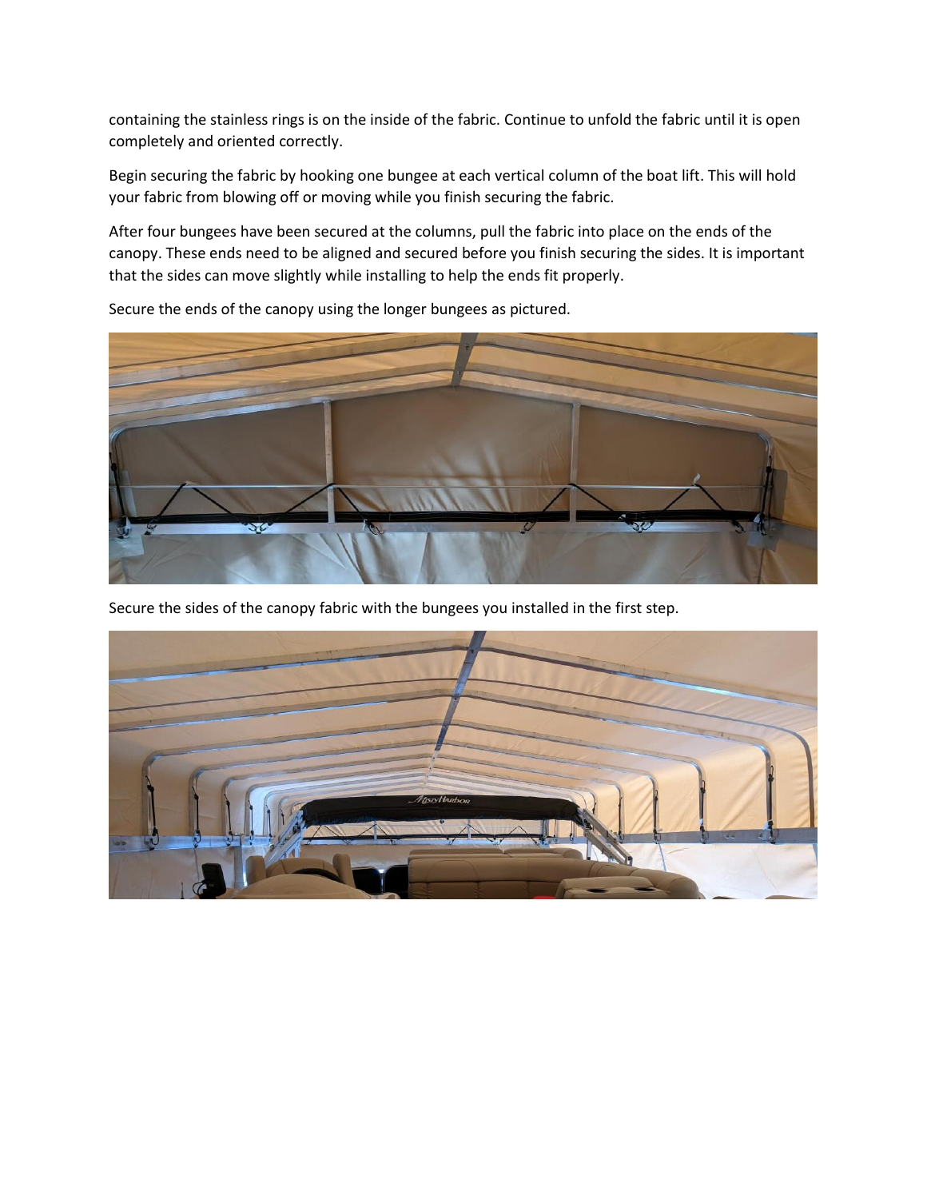containing the stainless rings is on the inside of the fabric. Continue to unfold the fabric until it is open completely and oriented correctly.

Begin securing the fabric by hooking one bungee at each vertical column of the boat lift. This will hold your fabric from blowing off or moving while you finish securing the fabric.

After four bungees have been secured at the columns, pull the fabric into place on the ends of the canopy. These ends need to be aligned and secured before you finish securing the sides. It is important that the sides can move slightly while installing to help the ends fit properly.

Secure the ends of the canopy using the longer bungees as pictured.

Secure the sides of the canopy fabric with the bungees you installed in the first step.